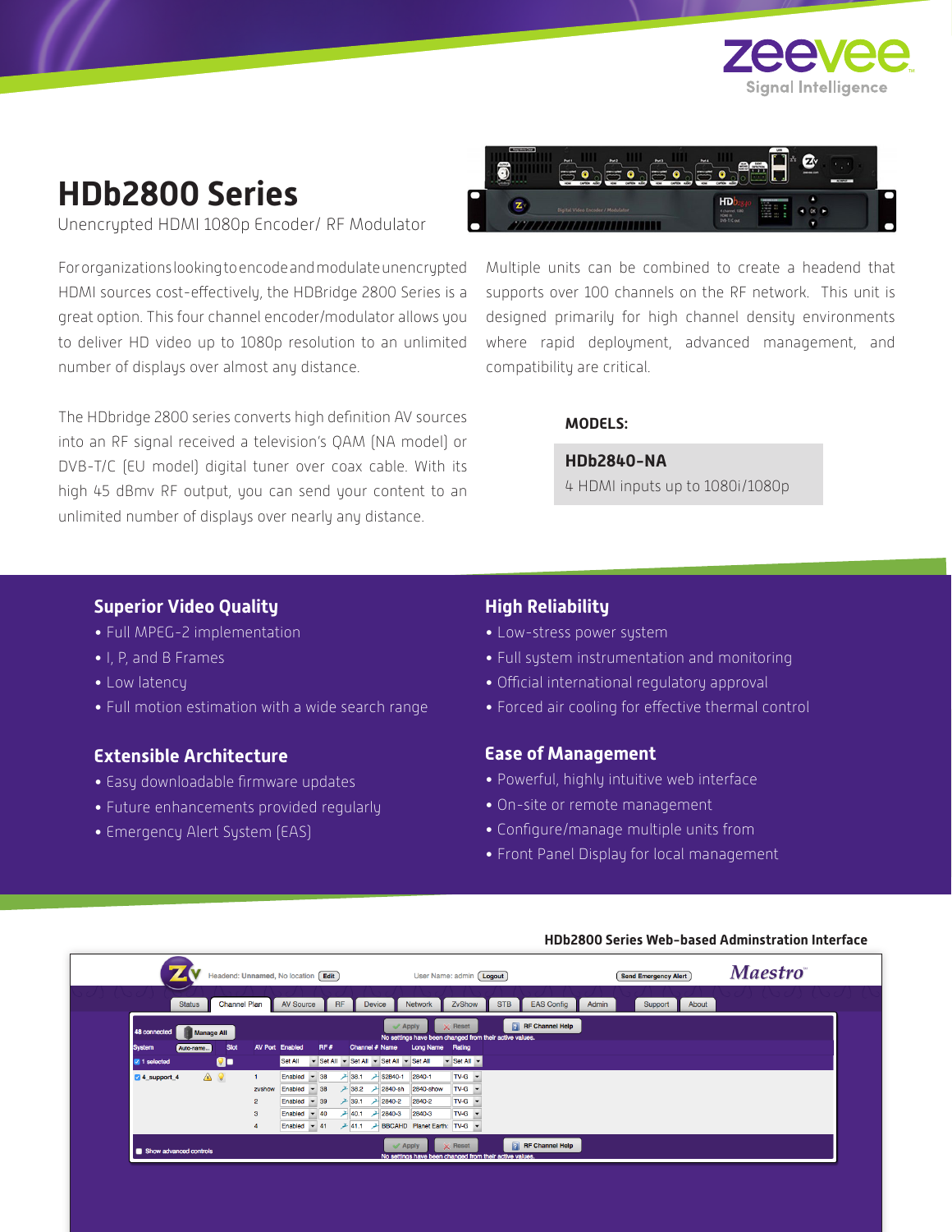# HDb2800 Series

Unencrypted HDMI 1080p Encoder/ RF Modulator

For organizations looking to encode and modulate unencrypted HDMI sources cost-effectively, the HDBridge 2800 Series is a great option. This four channel encoder/modulator allows you to deliver HD video up to 1080p resolution to an unlimited number of displays over almost any distance.

The HDbridge 2800 series converts high definition AV sources into an RF signal received a television's QAM (NA model) or DVB-T/C (EU model) digital tuner over coax cable. With its high 45 dBmv RF output, you can send your content to an unlimited number of displays over nearly any distance.

Multiple units can be combined to create a headend that supports over 100 channels on the RF network. This unit is designed primarily for high channel density environments where rapid deployment, advanced management, and compatibility are critical.

**MODELS:**

**HDb2840-NA**
4 HDMI inputs up to 1080i/1080p

## Superior Video Quality

- Full MPEG-2 implementation
- I, P, and B Frames
- Low latency
- Full motion estimation with a wide search range

## Extensible Architecture

- Easy downloadable firmware updates
- Future enhancements provided regularly
- Emergency Alert System (EAS)

## High Reliability

- Low-stress power system
- Full system instrumentation and monitoring
- Official international regulatory approval
- Forced air cooling for effective thermal control

## Ease of Management

- Powerful, highly intuitive web interface
- On-site or remote management
- Configure/manage multiple units from
- Front Panel Display for local management

**HDb2800 Series Web-based Adminstration Interface**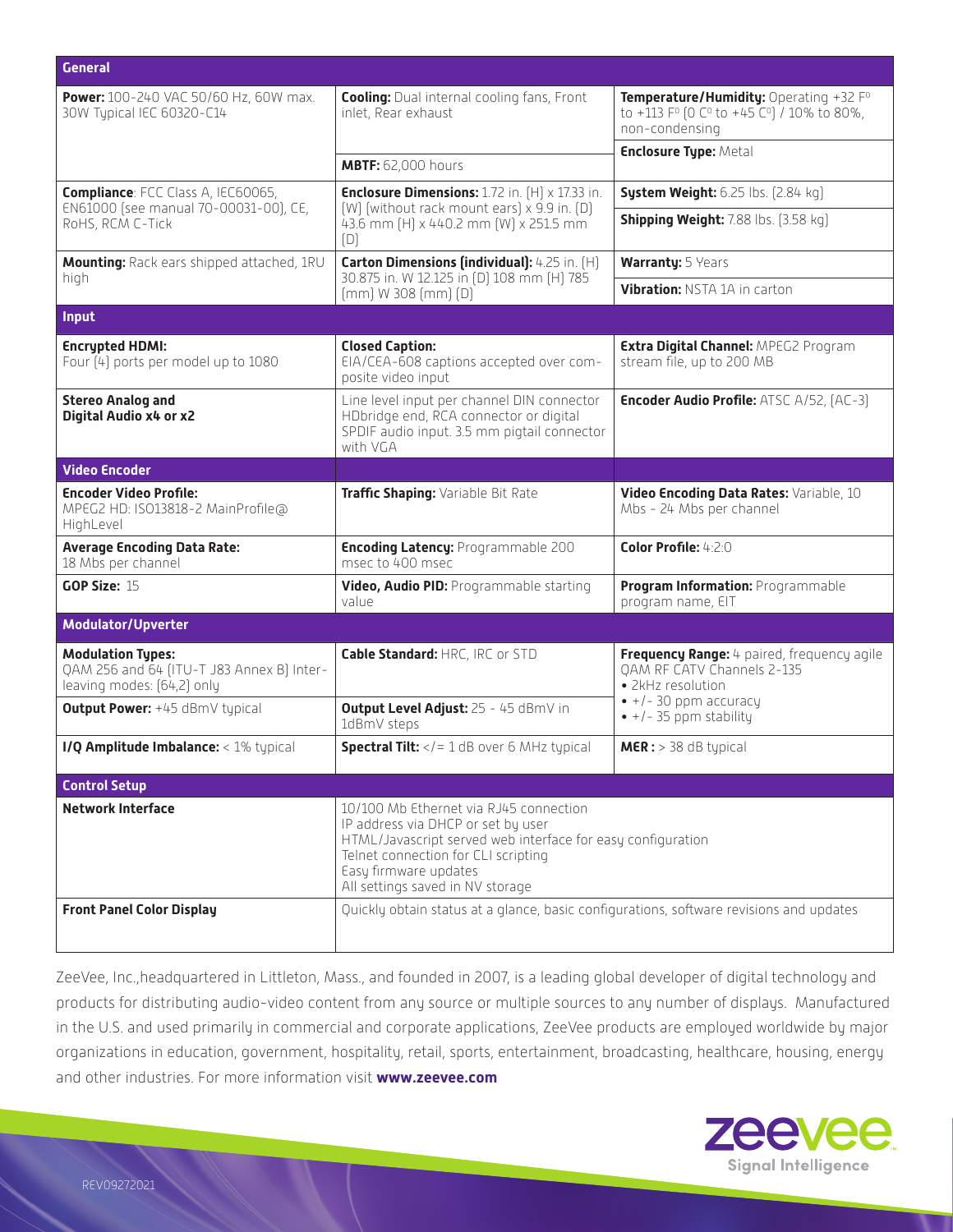| General | | |
|---|---|---|
| **Power:** 100-240 VAC 50/60 Hz, 60W max. 30W Typical IEC 60320-C14 | **Cooling:** Dual internal cooling fans, Front inlet, Rear exhaust | **Temperature/Humidity:** Operating +32 F° to +113 F° (0 C° to +45 C°) / 10% to 80%, non-condensing |
| | **MBTF:** 62,000 hours | **Enclosure Type:** Metal |
| **Compliance**: FCC Class A, IEC60065, EN61000 (see manual 70-00031-00), CE, RoHS, RCM C-Tick | **Enclosure Dimensions:** 1.72 in. (H) x 17.33 in. (W) (without rack mount ears) x 9.9 in. (D) 43.6 mm (H) x 440.2 mm (W) x 251.5 mm (D) | **System Weight:** 6.25 lbs. (2.84 kg) |
| | | **Shipping Weight:** 7.88 lbs. (3.58 kg) |
| **Mounting:** Rack ears shipped attached, 1RU high | **Carton Dimensions (individual):** 4.25 in. (H) 30.875 in. W 12.125 in (D) 108 mm (H) 785 (mm) W 308 (mm) (D) | **Warranty:** 5 Years |
| | | **Vibration:** NSTA 1A in carton |
| **Input** | | |
| **Encrypted HDMI:** Four (4) ports per model up to 1080 | **Closed Caption:** EIA/CEA-608 captions accepted over composite video input | **Extra Digital Channel:** MPEG2 Program stream file, up to 200 MB |
| **Stereo Analog and Digital Audio x4 or x2** | Line level input per channel DIN connector HDbridge end, RCA connector or digital SPDIF audio input. 3.5 mm pigtail connector with VGA | **Encoder Audio Profile:** ATSC A/52, (AC-3) |
| **Video Encoder** | | |
| **Encoder Video Profile:** MPEG2 HD: ISO13818-2 MainProfile@HighLevel | **Traffic Shaping:** Variable Bit Rate | **Video Encoding Data Rates:** Variable, 10 Mbs - 24 Mbs per channel |
| **Average Encoding Data Rate:** 18 Mbs per channel | **Encoding Latency:** Programmable 200 msec to 400 msec | **Color Profile:** 4:2:0 |
| **GOP Size:** 15 | **Video, Audio PID:** Programmable starting value | **Program Information:** Programmable program name, EIT |
| **Modulator/Upverter** | | |
| **Modulation Types:** QAM 256 and 64 (ITU-T J83 Annex B) Interleaving modes: (64,2) only | **Cable Standard:** HRC, IRC or STD | **Frequency Range:** 4 paired, frequency agile QAM RF CATV Channels 2-135 • 2kHz resolution • +/- 30 ppm accuracy • +/- 35 ppm stability |
| **Output Power:** +45 dBmV typical | **Output Level Adjust:** 25 - 45 dBmV in 1dBmV steps | |
| **I/Q Amplitude Imbalance:** < 1% typical | **Spectral Tilt:** </= 1 dB over 6 MHz typical | **MER :** > 38 dB typical |
| **Control Setup** | | |
| **Network Interface** | 10/100 Mb Ethernet via RJ45 connection<br>IP address via DHCP or set by user<br>HTML/Javascript served web interface for easy configuration<br>Telnet connection for CLI scripting<br>Easy firmware updates<br>All settings saved in NV storage | |
| **Front Panel Color Display** | Quickly obtain status at a glance, basic configurations, software revisions and updates | |

ZeeVee, Inc.,headquartered in Littleton, Mass., and founded in 2007, is a leading global developer of digital technology and products for distributing audio-video content from any source or multiple sources to any number of displays. Manufactured in the U.S. and used primarily in commercial and corporate applications, ZeeVee products are employed worldwide by major organizations in education, government, hospitality, retail, sports, entertainment, broadcasting, healthcare, housing, energy and other industries. For more information visit **www.zeevee.com**

zeevee Signal Intelligence

REV09272021